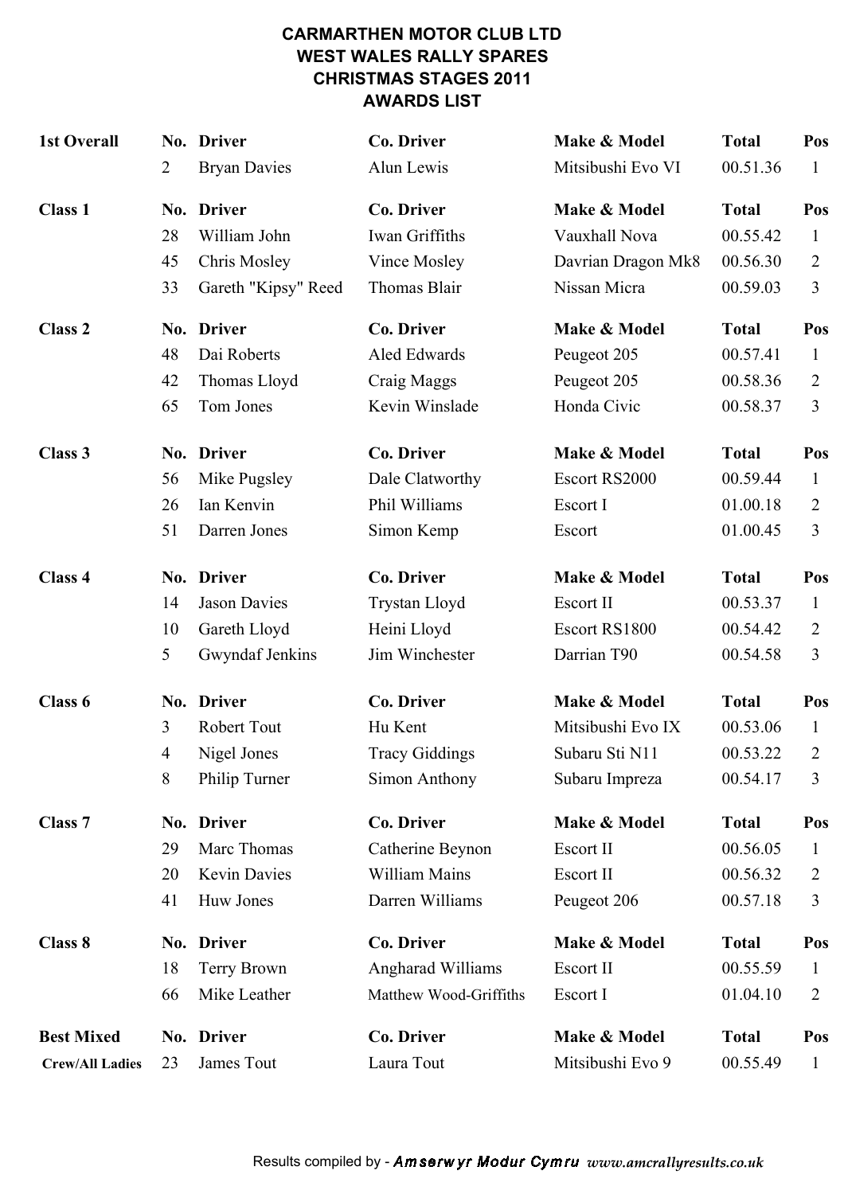# CARMARTHEN MOTOR CLUB LTD
# WEST WALES RALLY SPARES
# CHRISTMAS STAGES 2011
# AWARDS LIST

| | No. | Driver | Co. Driver | Make & Model | Total | Pos |
|---|---|---|---|---|---|---|
| **1st Overall** | | | | | | |
| | 2 | Bryan Davies | Alun Lewis | Mitsibushi Evo VI | 00.51.36 | 1 |
| **Class 1** | **No.** | **Driver** | **Co. Driver** | **Make & Model** | **Total** | **Pos** |
| | 28 | William John | Iwan Griffiths | Vauxhall Nova | 00.55.42 | 1 |
| | 45 | Chris Mosley | Vince Mosley | Davrian Dragon Mk8 | 00.56.30 | 2 |
| | 33 | Gareth "Kipsy" Reed | Thomas Blair | Nissan Micra | 00.59.03 | 3 |
| **Class 2** | **No.** | **Driver** | **Co. Driver** | **Make & Model** | **Total** | **Pos** |
| | 48 | Dai Roberts | Aled Edwards | Peugeot 205 | 00.57.41 | 1 |
| | 42 | Thomas Lloyd | Craig Maggs | Peugeot 205 | 00.58.36 | 2 |
| | 65 | Tom Jones | Kevin Winslade | Honda Civic | 00.58.37 | 3 |
| **Class 3** | **No.** | **Driver** | **Co. Driver** | **Make & Model** | **Total** | **Pos** |
| | 56 | Mike Pugsley | Dale Clatworthy | Escort RS2000 | 00.59.44 | 1 |
| | 26 | Ian Kenvin | Phil Williams | Escort I | 01.00.18 | 2 |
| | 51 | Darren Jones | Simon Kemp | Escort | 01.00.45 | 3 |
| **Class 4** | **No.** | **Driver** | **Co. Driver** | **Make & Model** | **Total** | **Pos** |
| | 14 | Jason Davies | Trystan Lloyd | Escort II | 00.53.37 | 1 |
| | 10 | Gareth Lloyd | Heini Lloyd | Escort RS1800 | 00.54.42 | 2 |
| | 5 | Gwyndaf Jenkins | Jim Winchester | Darrian T90 | 00.54.58 | 3 |
| **Class 6** | **No.** | **Driver** | **Co. Driver** | **Make & Model** | **Total** | **Pos** |
| | 3 | Robert Tout | Hu Kent | Mitsibushi Evo IX | 00.53.06 | 1 |
| | 4 | Nigel Jones | Tracy Giddings | Subaru Sti N11 | 00.53.22 | 2 |
| | 8 | Philip Turner | Simon Anthony | Subaru Impreza | 00.54.17 | 3 |
| **Class 7** | **No.** | **Driver** | **Co. Driver** | **Make & Model** | **Total** | **Pos** |
| | 29 | Marc Thomas | Catherine Beynon | Escort II | 00.56.05 | 1 |
| | 20 | Kevin Davies | William Mains | Escort II | 00.56.32 | 2 |
| | 41 | Huw Jones | Darren Williams | Peugeot 206 | 00.57.18 | 3 |
| **Class 8** | **No.** | **Driver** | **Co. Driver** | **Make & Model** | **Total** | **Pos** |
| | 18 | Terry Brown | Angharad Williams | Escort II | 00.55.59 | 1 |
| | 66 | Mike Leather | Matthew Wood-Griffiths | Escort I | 01.04.10 | 2 |
| **Best Mixed** | **No.** | **Driver** | **Co. Driver** | **Make & Model** | **Total** | **Pos** |
| **Crew/All Ladies** | 23 | James Tout | Laura Tout | Mitsibushi Evo 9 | 00.55.49 | 1 |

Results compiled by - *Amserwyr Modur Cymru* *www.amcrallyresults.co.uk*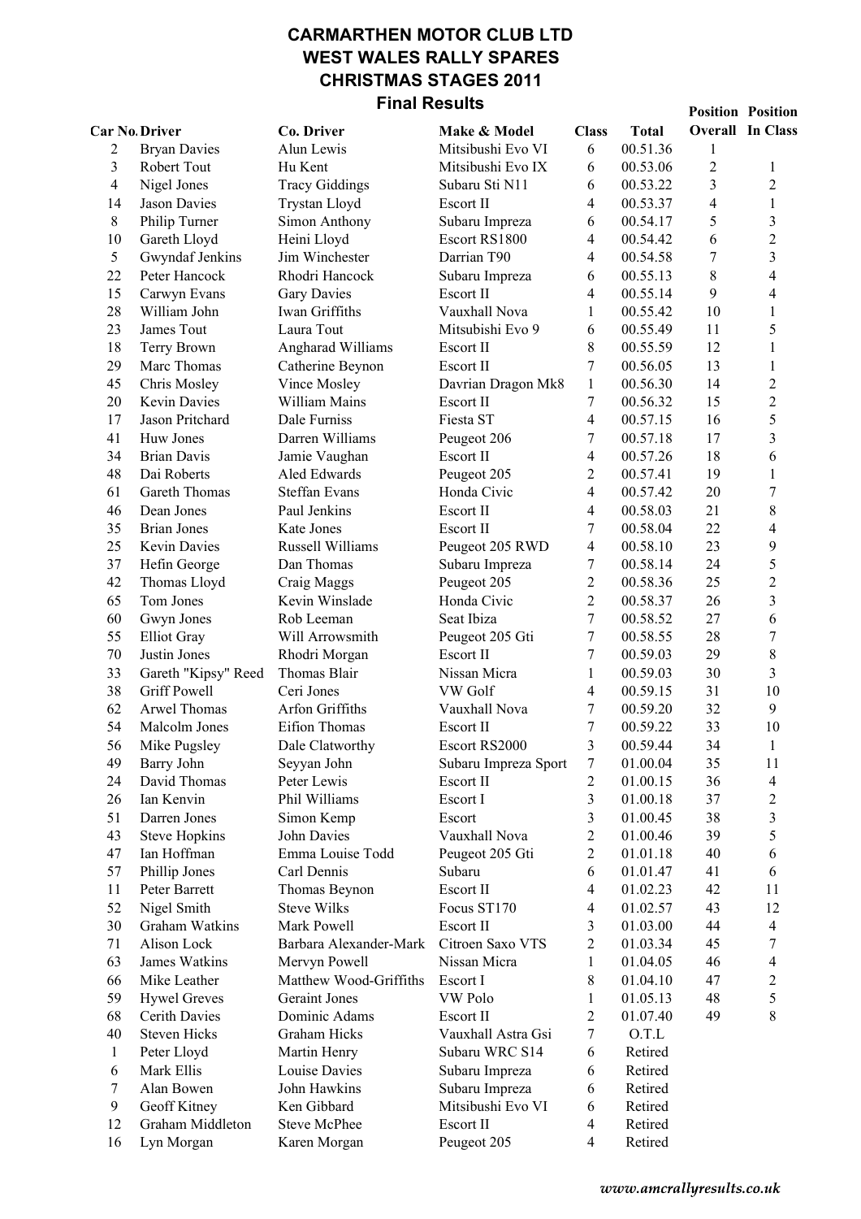# CARMARTHEN MOTOR CLUB LTD
# WEST WALES RALLY SPARES
# CHRISTMAS STAGES 2011
## Final Results

| Car No. | Driver | Co. Driver | Make & Model | Class | Total | Position Overall | Position In Class |
|---|---|---|---|---|---|---|---|
| 2 | Bryan Davies | Alun Lewis | Mitsibushi Evo VI | 6 | 00.51.36 | 1 | |
| 3 | Robert Tout | Hu Kent | Mitsibushi Evo IX | 6 | 00.53.06 | 2 | 1 |
| 4 | Nigel Jones | Tracy Giddings | Subaru Sti N11 | 6 | 00.53.22 | 3 | 2 |
| 14 | Jason Davies | Trystan Lloyd | Escort II | 4 | 00.53.37 | 4 | 1 |
| 8 | Philip Turner | Simon Anthony | Subaru Impreza | 6 | 00.54.17 | 5 | 3 |
| 10 | Gareth Lloyd | Heini Lloyd | Escort RS1800 | 4 | 00.54.42 | 6 | 2 |
| 5 | Gwyndaf Jenkins | Jim Winchester | Darrian T90 | 4 | 00.54.58 | 7 | 3 |
| 22 | Peter Hancock | Rhodri Hancock | Subaru Impreza | 6 | 00.55.13 | 8 | 4 |
| 15 | Carwyn Evans | Gary Davies | Escort II | 4 | 00.55.14 | 9 | 4 |
| 28 | William John | Iwan Griffiths | Vauxhall Nova | 1 | 00.55.42 | 10 | 1 |
| 23 | James Tout | Laura Tout | Mitsubishi Evo 9 | 6 | 00.55.49 | 11 | 5 |
| 18 | Terry Brown | Angharad Williams | Escort II | 8 | 00.55.59 | 12 | 1 |
| 29 | Marc Thomas | Catherine Beynon | Escort II | 7 | 00.56.05 | 13 | 1 |
| 45 | Chris Mosley | Vince Mosley | Davrian Dragon Mk8 | 1 | 00.56.30 | 14 | 2 |
| 20 | Kevin Davies | William Mains | Escort II | 7 | 00.56.32 | 15 | 2 |
| 17 | Jason Pritchard | Dale Furniss | Fiesta ST | 4 | 00.57.15 | 16 | 5 |
| 41 | Huw Jones | Darren Williams | Peugeot 206 | 7 | 00.57.18 | 17 | 3 |
| 34 | Brian Davis | Jamie Vaughan | Escort II | 4 | 00.57.26 | 18 | 6 |
| 48 | Dai Roberts | Aled Edwards | Peugeot 205 | 2 | 00.57.41 | 19 | 1 |
| 61 | Gareth Thomas | Steffan Evans | Honda Civic | 4 | 00.57.42 | 20 | 7 |
| 46 | Dean Jones | Paul Jenkins | Escort II | 4 | 00.58.03 | 21 | 8 |
| 35 | Brian Jones | Kate Jones | Escort II | 7 | 00.58.04 | 22 | 4 |
| 25 | Kevin Davies | Russell Williams | Peugeot 205 RWD | 4 | 00.58.10 | 23 | 9 |
| 37 | Hefin George | Dan Thomas | Subaru Impreza | 7 | 00.58.14 | 24 | 5 |
| 42 | Thomas Lloyd | Craig Maggs | Peugeot 205 | 2 | 00.58.36 | 25 | 2 |
| 65 | Tom Jones | Kevin Winslade | Honda Civic | 2 | 00.58.37 | 26 | 3 |
| 60 | Gwyn Jones | Rob Leeman | Seat Ibiza | 7 | 00.58.52 | 27 | 6 |
| 55 | Elliot Gray | Will Arrowsmith | Peugeot 205 Gti | 7 | 00.58.55 | 28 | 7 |
| 70 | Justin Jones | Rhodri Morgan | Escort II | 7 | 00.59.03 | 29 | 8 |
| 33 | Gareth "Kipsy" Reed | Thomas Blair | Nissan Micra | 1 | 00.59.03 | 30 | 3 |
| 38 | Griff Powell | Ceri Jones | VW Golf | 4 | 00.59.15 | 31 | 10 |
| 62 | Arwel Thomas | Arfon Griffiths | Vauxhall Nova | 7 | 00.59.20 | 32 | 9 |
| 54 | Malcolm Jones | Eifion Thomas | Escort II | 7 | 00.59.22 | 33 | 10 |
| 56 | Mike Pugsley | Dale Clatworthy | Escort RS2000 | 3 | 00.59.44 | 34 | 1 |
| 49 | Barry John | Seyyan John | Subaru Impreza Sport | 7 | 01.00.04 | 35 | 11 |
| 24 | David Thomas | Peter Lewis | Escort II | 2 | 01.00.15 | 36 | 4 |
| 26 | Ian Kenvin | Phil Williams | Escort I | 3 | 01.00.18 | 37 | 2 |
| 51 | Darren Jones | Simon Kemp | Escort | 3 | 01.00.45 | 38 | 3 |
| 43 | Steve Hopkins | John Davies | Vauxhall Nova | 2 | 01.00.46 | 39 | 5 |
| 47 | Ian Hoffman | Emma Louise Todd | Peugeot 205 Gti | 2 | 01.01.18 | 40 | 6 |
| 57 | Phillip Jones | Carl Dennis | Subaru | 6 | 01.01.47 | 41 | 6 |
| 11 | Peter Barrett | Thomas Beynon | Escort II | 4 | 01.02.23 | 42 | 11 |
| 52 | Nigel Smith | Steve Wilks | Focus ST170 | 4 | 01.02.57 | 43 | 12 |
| 30 | Graham Watkins | Mark Powell | Escort II | 3 | 01.03.00 | 44 | 4 |
| 71 | Alison Lock | Barbara Alexander-Mark | Citroen Saxo VTS | 2 | 01.03.34 | 45 | 7 |
| 63 | James Watkins | Mervyn Powell | Nissan Micra | 1 | 01.04.05 | 46 | 4 |
| 66 | Mike Leather | Matthew Wood-Griffiths | Escort I | 8 | 01.04.10 | 47 | 2 |
| 59 | Hywel Greves | Geraint Jones | VW Polo | 1 | 01.05.13 | 48 | 5 |
| 68 | Cerith Davies | Dominic Adams | Escort II | 2 | 01.07.40 | 49 | 8 |
| 40 | Steven Hicks | Graham Hicks | Vauxhall Astra Gsi | 7 | O.T.L | | |
| 1 | Peter Lloyd | Martin Henry | Subaru WRC S14 | 6 | Retired | | |
| 6 | Mark Ellis | Louise Davies | Subaru Impreza | 6 | Retired | | |
| 7 | Alan Bowen | John Hawkins | Subaru Impreza | 6 | Retired | | |
| 9 | Geoff Kitney | Ken Gibbard | Mitsibushi Evo VI | 6 | Retired | | |
| 12 | Graham Middleton | Steve McPhee | Escort II | 4 | Retired | | |
| 16 | Lyn Morgan | Karen Morgan | Peugeot 205 | 4 | Retired | | |

*www.amcrallyresults.co.uk*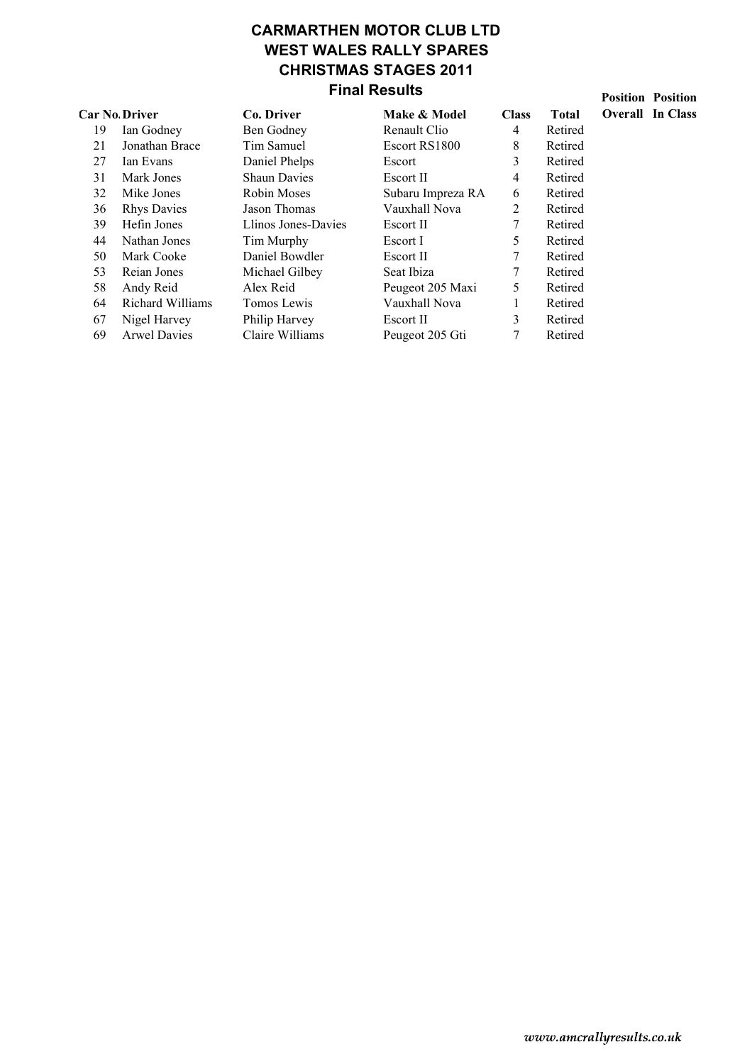# CARMARTHEN MOTOR CLUB LTD
## WEST WALES RALLY SPARES
## CHRISTMAS STAGES 2011
### Final Results

| Car No. | Driver | Co. Driver | Make & Model | Class | Total | Position Overall | Position In Class |
|---|---|---|---|---|---|---|---|
| 19 | Ian Godney | Ben Godney | Renault Clio | 4 | Retired | | |
| 21 | Jonathan Brace | Tim Samuel | Escort RS1800 | 8 | Retired | | |
| 27 | Ian Evans | Daniel Phelps | Escort | 3 | Retired | | |
| 31 | Mark Jones | Shaun Davies | Escort II | 4 | Retired | | |
| 32 | Mike Jones | Robin Moses | Subaru Impreza RA | 6 | Retired | | |
| 36 | Rhys Davies | Jason Thomas | Vauxhall Nova | 2 | Retired | | |
| 39 | Hefin Jones | Llinos Jones-Davies | Escort II | 7 | Retired | | |
| 44 | Nathan Jones | Tim Murphy | Escort I | 5 | Retired | | |
| 50 | Mark Cooke | Daniel Bowdler | Escort II | 7 | Retired | | |
| 53 | Reian Jones | Michael Gilbey | Seat Ibiza | 7 | Retired | | |
| 58 | Andy Reid | Alex Reid | Peugeot 205 Maxi | 5 | Retired | | |
| 64 | Richard Williams | Tomos Lewis | Vauxhall Nova | 1 | Retired | | |
| 67 | Nigel Harvey | Philip Harvey | Escort II | 3 | Retired | | |
| 69 | Arwel Davies | Claire Williams | Peugeot 205 Gti | 7 | Retired | | |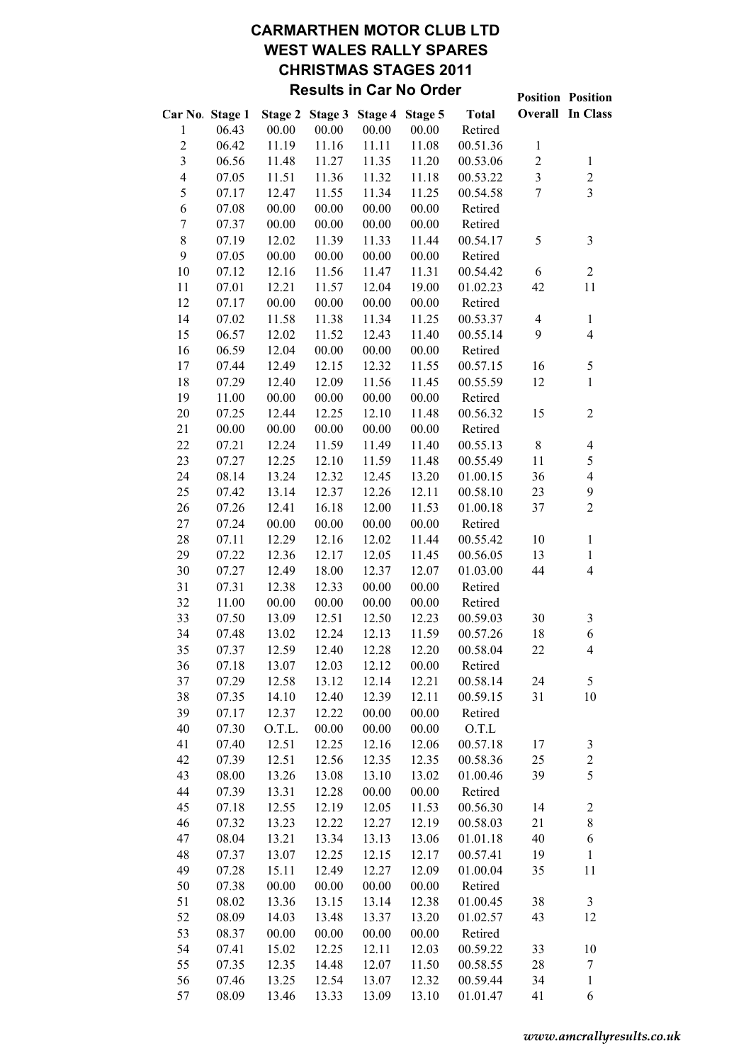# CARMARTHEN MOTOR CLUB LTD
# WEST WALES RALLY SPARES
# CHRISTMAS STAGES 2011
## Results in Car No Order

| Car No. | Stage 1 | Stage 2 | Stage 3 | Stage 4 | Stage 5 | Total | Position Overall | Position In Class |
|---|---|---|---|---|---|---|---|---|
| 1 | 06.43 | 00.00 | 00.00 | 00.00 | 00.00 | Retired | | |
| 2 | 06.42 | 11.19 | 11.16 | 11.11 | 11.08 | 00.51.36 | 1 | |
| 3 | 06.56 | 11.48 | 11.27 | 11.35 | 11.20 | 00.53.06 | 2 | 1 |
| 4 | 07.05 | 11.51 | 11.36 | 11.32 | 11.18 | 00.53.22 | 3 | 2 |
| 5 | 07.17 | 12.47 | 11.55 | 11.34 | 11.25 | 00.54.58 | 7 | 3 |
| 6 | 07.08 | 00.00 | 00.00 | 00.00 | 00.00 | Retired | | |
| 7 | 07.37 | 00.00 | 00.00 | 00.00 | 00.00 | Retired | | |
| 8 | 07.19 | 12.02 | 11.39 | 11.33 | 11.44 | 00.54.17 | 5 | 3 |
| 9 | 07.05 | 00.00 | 00.00 | 00.00 | 00.00 | Retired | | |
| 10 | 07.12 | 12.16 | 11.56 | 11.47 | 11.31 | 00.54.42 | 6 | 2 |
| 11 | 07.01 | 12.21 | 11.57 | 12.04 | 19.00 | 01.02.23 | 42 | 11 |
| 12 | 07.17 | 00.00 | 00.00 | 00.00 | 00.00 | Retired | | |
| 14 | 07.02 | 11.58 | 11.38 | 11.34 | 11.25 | 00.53.37 | 4 | 1 |
| 15 | 06.57 | 12.02 | 11.52 | 12.43 | 11.40 | 00.55.14 | 9 | 4 |
| 16 | 06.59 | 12.04 | 00.00 | 00.00 | 00.00 | Retired | | |
| 17 | 07.44 | 12.49 | 12.15 | 12.32 | 11.55 | 00.57.15 | 16 | 5 |
| 18 | 07.29 | 12.40 | 12.09 | 11.56 | 11.45 | 00.55.59 | 12 | 1 |
| 19 | 11.00 | 00.00 | 00.00 | 00.00 | 00.00 | Retired | | |
| 20 | 07.25 | 12.44 | 12.25 | 12.10 | 11.48 | 00.56.32 | 15 | 2 |
| 21 | 00.00 | 00.00 | 00.00 | 00.00 | 00.00 | Retired | | |
| 22 | 07.21 | 12.24 | 11.59 | 11.49 | 11.40 | 00.55.13 | 8 | 4 |
| 23 | 07.27 | 12.25 | 12.10 | 11.59 | 11.48 | 00.55.49 | 11 | 5 |
| 24 | 08.14 | 13.24 | 12.32 | 12.45 | 13.20 | 01.00.15 | 36 | 4 |
| 25 | 07.42 | 13.14 | 12.37 | 12.26 | 12.11 | 00.58.10 | 23 | 9 |
| 26 | 07.26 | 12.41 | 16.18 | 12.00 | 11.53 | 01.00.18 | 37 | 2 |
| 27 | 07.24 | 00.00 | 00.00 | 00.00 | 00.00 | Retired | | |
| 28 | 07.11 | 12.29 | 12.16 | 12.02 | 11.44 | 00.55.42 | 10 | 1 |
| 29 | 07.22 | 12.36 | 12.17 | 12.05 | 11.45 | 00.56.05 | 13 | 1 |
| 30 | 07.27 | 12.49 | 18.00 | 12.37 | 12.07 | 01.03.00 | 44 | 4 |
| 31 | 07.31 | 12.38 | 12.33 | 00.00 | 00.00 | Retired | | |
| 32 | 11.00 | 00.00 | 00.00 | 00.00 | 00.00 | Retired | | |
| 33 | 07.50 | 13.09 | 12.51 | 12.50 | 12.23 | 00.59.03 | 30 | 3 |
| 34 | 07.48 | 13.02 | 12.24 | 12.13 | 11.59 | 00.57.26 | 18 | 6 |
| 35 | 07.37 | 12.59 | 12.40 | 12.28 | 12.20 | 00.58.04 | 22 | 4 |
| 36 | 07.18 | 13.07 | 12.03 | 12.12 | 00.00 | Retired | | |
| 37 | 07.29 | 12.58 | 13.12 | 12.14 | 12.21 | 00.58.14 | 24 | 5 |
| 38 | 07.35 | 14.10 | 12.40 | 12.39 | 12.11 | 00.59.15 | 31 | 10 |
| 39 | 07.17 | 12.37 | 12.22 | 00.00 | 00.00 | Retired | | |
| 40 | 07.30 | O.T.L. | 00.00 | 00.00 | 00.00 | O.T.L | | |
| 41 | 07.40 | 12.51 | 12.25 | 12.16 | 12.06 | 00.57.18 | 17 | 3 |
| 42 | 07.39 | 12.51 | 12.56 | 12.35 | 12.35 | 00.58.36 | 25 | 2 |
| 43 | 08.00 | 13.26 | 13.08 | 13.10 | 13.02 | 01.00.46 | 39 | 5 |
| 44 | 07.39 | 13.31 | 12.28 | 00.00 | 00.00 | Retired | | |
| 45 | 07.18 | 12.55 | 12.19 | 12.05 | 11.53 | 00.56.30 | 14 | 2 |
| 46 | 07.32 | 13.23 | 12.22 | 12.27 | 12.19 | 00.58.03 | 21 | 8 |
| 47 | 08.04 | 13.21 | 13.34 | 13.13 | 13.06 | 01.01.18 | 40 | 6 |
| 48 | 07.37 | 13.07 | 12.25 | 12.15 | 12.17 | 00.57.41 | 19 | 1 |
| 49 | 07.28 | 15.11 | 12.49 | 12.27 | 12.09 | 01.00.04 | 35 | 11 |
| 50 | 07.38 | 00.00 | 00.00 | 00.00 | 00.00 | Retired | | |
| 51 | 08.02 | 13.36 | 13.15 | 13.14 | 12.38 | 01.00.45 | 38 | 3 |
| 52 | 08.09 | 14.03 | 13.48 | 13.37 | 13.20 | 01.02.57 | 43 | 12 |
| 53 | 08.37 | 00.00 | 00.00 | 00.00 | 00.00 | Retired | | |
| 54 | 07.41 | 15.02 | 12.25 | 12.11 | 12.03 | 00.59.22 | 33 | 10 |
| 55 | 07.35 | 12.35 | 14.48 | 12.07 | 11.50 | 00.58.55 | 28 | 7 |
| 56 | 07.46 | 13.25 | 12.54 | 13.07 | 12.32 | 00.59.44 | 34 | 1 |
| 57 | 08.09 | 13.46 | 13.33 | 13.09 | 13.10 | 01.01.47 | 41 | 6 |

*www.amcrallyresults.co.uk*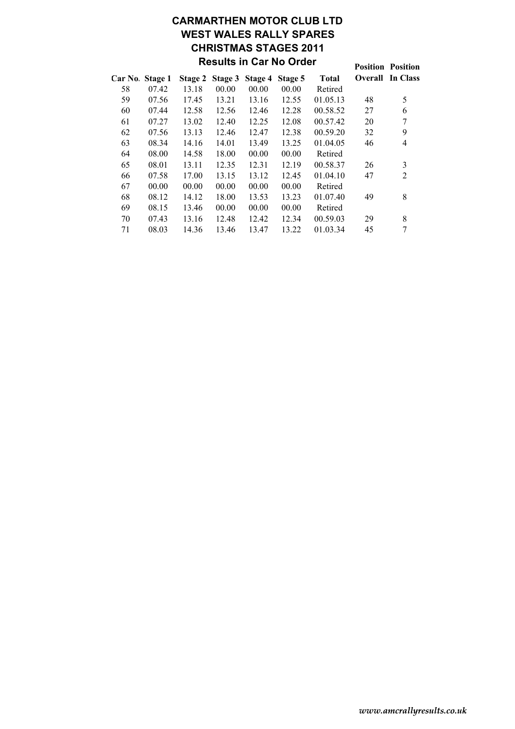# CARMARTHEN MOTOR CLUB LTD
# WEST WALES RALLY SPARES
# CHRISTMAS STAGES 2011
## Results in Car No Order

| Car No. | Stage 1 | Stage 2 | Stage 3 | Stage 4 | Stage 5 | Total | Position Overall | Position In Class |
|---|---|---|---|---|---|---|---|---|
| 58 | 07.42 | 13.18 | 00.00 | 00.00 | 00.00 | Retired | | |
| 59 | 07.56 | 17.45 | 13.21 | 13.16 | 12.55 | 01.05.13 | 48 | 5 |
| 60 | 07.44 | 12.58 | 12.56 | 12.46 | 12.28 | 00.58.52 | 27 | 6 |
| 61 | 07.27 | 13.02 | 12.40 | 12.25 | 12.08 | 00.57.42 | 20 | 7 |
| 62 | 07.56 | 13.13 | 12.46 | 12.47 | 12.38 | 00.59.20 | 32 | 9 |
| 63 | 08.34 | 14.16 | 14.01 | 13.49 | 13.25 | 01.04.05 | 46 | 4 |
| 64 | 08.00 | 14.58 | 18.00 | 00.00 | 00.00 | Retired | | |
| 65 | 08.01 | 13.11 | 12.35 | 12.31 | 12.19 | 00.58.37 | 26 | 3 |
| 66 | 07.58 | 17.00 | 13.15 | 13.12 | 12.45 | 01.04.10 | 47 | 2 |
| 67 | 00.00 | 00.00 | 00.00 | 00.00 | 00.00 | Retired | | |
| 68 | 08.12 | 14.12 | 18.00 | 13.53 | 13.23 | 01.07.40 | 49 | 8 |
| 69 | 08.15 | 13.46 | 00.00 | 00.00 | 00.00 | Retired | | |
| 70 | 07.43 | 13.16 | 12.48 | 12.42 | 12.34 | 00.59.03 | 29 | 8 |
| 71 | 08.03 | 14.36 | 13.46 | 13.47 | 13.22 | 01.03.34 | 45 | 7 |

*www.amcrallyresults.co.uk*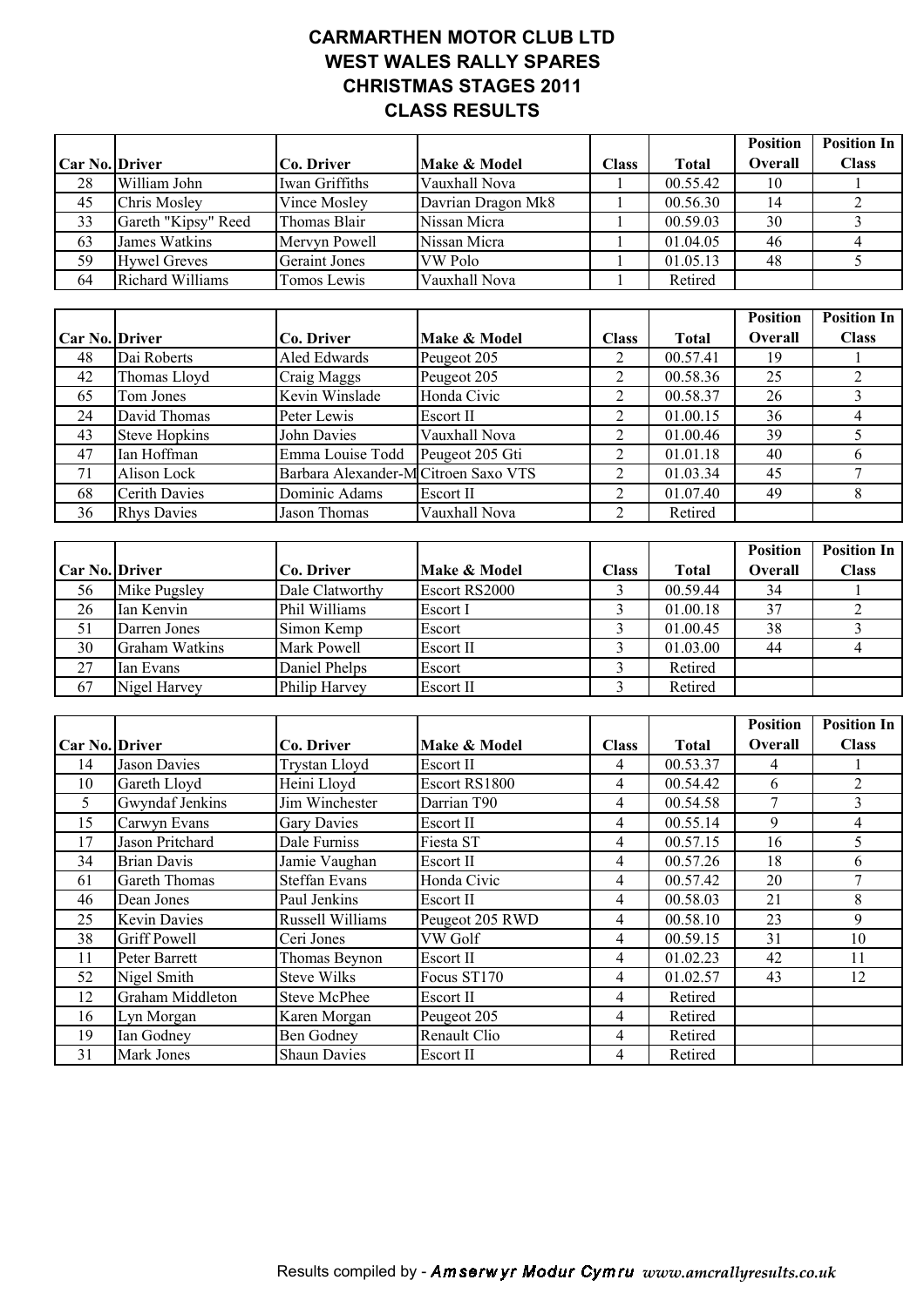# CARMARTHEN MOTOR CLUB LTD
# WEST WALES RALLY SPARES
# CHRISTMAS STAGES 2011
# CLASS RESULTS

| Car No. | Driver | Co. Driver | Make & Model | Class | Total | Position Overall | Position In Class |
|---|---|---|---|---|---|---|---|
| 28 | William John | Iwan Griffiths | Vauxhall Nova | 1 | 00.55.42 | 10 | 1 |
| 45 | Chris Mosley | Vince Mosley | Davrian Dragon Mk8 | 1 | 00.56.30 | 14 | 2 |
| 33 | Gareth "Kipsy" Reed | Thomas Blair | Nissan Micra | 1 | 00.59.03 | 30 | 3 |
| 63 | James Watkins | Mervyn Powell | Nissan Micra | 1 | 01.04.05 | 46 | 4 |
| 59 | Hywel Greves | Geraint Jones | VW Polo | 1 | 01.05.13 | 48 | 5 |
| 64 | Richard Williams | Tomos Lewis | Vauxhall Nova | 1 | Retired | | |

| Car No. | Driver | Co. Driver | Make & Model | Class | Total | Position Overall | Position In Class |
|---|---|---|---|---|---|---|---|
| 48 | Dai Roberts | Aled Edwards | Peugeot 205 | 2 | 00.57.41 | 19 | 1 |
| 42 | Thomas Lloyd | Craig Maggs | Peugeot 205 | 2 | 00.58.36 | 25 | 2 |
| 65 | Tom Jones | Kevin Winslade | Honda Civic | 2 | 00.58.37 | 26 | 3 |
| 24 | David Thomas | Peter Lewis | Escort II | 2 | 01.00.15 | 36 | 4 |
| 43 | Steve Hopkins | John Davies | Vauxhall Nova | 2 | 01.00.46 | 39 | 5 |
| 47 | Ian Hoffman | Emma Louise Todd | Peugeot 205 Gti | 2 | 01.01.18 | 40 | 6 |
| 71 | Alison Lock | Barbara Alexander-M | Citroen Saxo VTS | 2 | 01.03.34 | 45 | 7 |
| 68 | Cerith Davies | Dominic Adams | Escort II | 2 | 01.07.40 | 49 | 8 |
| 36 | Rhys Davies | Jason Thomas | Vauxhall Nova | 2 | Retired | | |

| Car No. | Driver | Co. Driver | Make & Model | Class | Total | Position Overall | Position In Class |
|---|---|---|---|---|---|---|---|
| 56 | Mike Pugsley | Dale Clatworthy | Escort RS2000 | 3 | 00.59.44 | 34 | 1 |
| 26 | Ian Kenvin | Phil Williams | Escort I | 3 | 01.00.18 | 37 | 2 |
| 51 | Darren Jones | Simon Kemp | Escort | 3 | 01.00.45 | 38 | 3 |
| 30 | Graham Watkins | Mark Powell | Escort II | 3 | 01.03.00 | 44 | 4 |
| 27 | Ian Evans | Daniel Phelps | Escort | 3 | Retired | | |
| 67 | Nigel Harvey | Philip Harvey | Escort II | 3 | Retired | | |

| Car No. | Driver | Co. Driver | Make & Model | Class | Total | Position Overall | Position In Class |
|---|---|---|---|---|---|---|---|
| 14 | Jason Davies | Trystan Lloyd | Escort II | 4 | 00.53.37 | 4 | 1 |
| 10 | Gareth Lloyd | Heini Lloyd | Escort RS1800 | 4 | 00.54.42 | 6 | 2 |
| 5 | Gwyndaf Jenkins | Jim Winchester | Darrian T90 | 4 | 00.54.58 | 7 | 3 |
| 15 | Carwyn Evans | Gary Davies | Escort II | 4 | 00.55.14 | 9 | 4 |
| 17 | Jason Pritchard | Dale Furniss | Fiesta ST | 4 | 00.57.15 | 16 | 5 |
| 34 | Brian Davis | Jamie Vaughan | Escort II | 4 | 00.57.26 | 18 | 6 |
| 61 | Gareth Thomas | Steffan Evans | Honda Civic | 4 | 00.57.42 | 20 | 7 |
| 46 | Dean Jones | Paul Jenkins | Escort II | 4 | 00.58.03 | 21 | 8 |
| 25 | Kevin Davies | Russell Williams | Peugeot 205 RWD | 4 | 00.58.10 | 23 | 9 |
| 38 | Griff Powell | Ceri Jones | VW Golf | 4 | 00.59.15 | 31 | 10 |
| 11 | Peter Barrett | Thomas Beynon | Escort II | 4 | 01.02.23 | 42 | 11 |
| 52 | Nigel Smith | Steve Wilks | Focus ST170 | 4 | 01.02.57 | 43 | 12 |
| 12 | Graham Middleton | Steve McPhee | Escort II | 4 | Retired | | |
| 16 | Lyn Morgan | Karen Morgan | Peugeot 205 | 4 | Retired | | |
| 19 | Ian Godney | Ben Godney | Renault Clio | 4 | Retired | | |
| 31 | Mark Jones | Shaun Davies | Escort II | 4 | Retired | | |

Results compiled by - *Amserwyr Modur Cymru* *www.amcrallyresults.co.uk*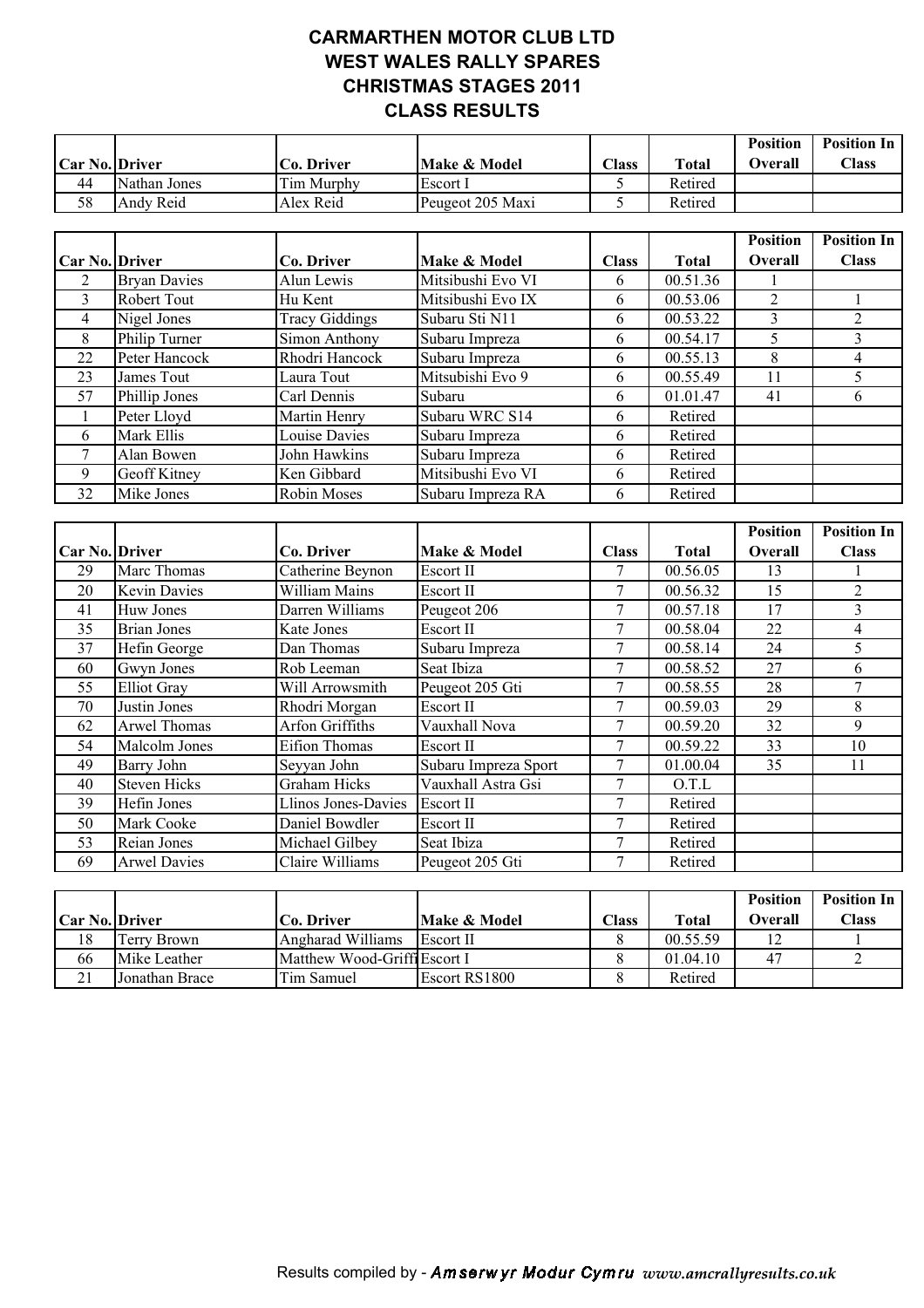# CARMARTHEN MOTOR CLUB LTD
# WEST WALES RALLY SPARES
# CHRISTMAS STAGES 2011
# CLASS RESULTS

| Car No. | Driver | Co. Driver | Make & Model | Class | Total | Position Overall | Position In Class |
|---|---|---|---|---|---|---|---|
| 44 | Nathan Jones | Tim Murphy | Escort I | 5 | Retired | | |
| 58 | Andy Reid | Alex Reid | Peugeot 205 Maxi | 5 | Retired | | |

| Car No. | Driver | Co. Driver | Make & Model | Class | Total | Position Overall | Position In Class |
|---|---|---|---|---|---|---|---|
| 2 | Bryan Davies | Alun Lewis | Mitsibushi Evo VI | 6 | 00.51.36 | 1 | |
| 3 | Robert Tout | Hu Kent | Mitsibushi Evo IX | 6 | 00.53.06 | 2 | 1 |
| 4 | Nigel Jones | Tracy Giddings | Subaru Sti N11 | 6 | 00.53.22 | 3 | 2 |
| 8 | Philip Turner | Simon Anthony | Subaru Impreza | 6 | 00.54.17 | 5 | 3 |
| 22 | Peter Hancock | Rhodri Hancock | Subaru Impreza | 6 | 00.55.13 | 8 | 4 |
| 23 | James Tout | Laura Tout | Mitsubishi Evo 9 | 6 | 00.55.49 | 11 | 5 |
| 57 | Phillip Jones | Carl Dennis | Subaru | 6 | 01.01.47 | 41 | 6 |
| 1 | Peter Lloyd | Martin Henry | Subaru WRC S14 | 6 | Retired | | |
| 6 | Mark Ellis | Louise Davies | Subaru Impreza | 6 | Retired | | |
| 7 | Alan Bowen | John Hawkins | Subaru Impreza | 6 | Retired | | |
| 9 | Geoff Kitney | Ken Gibbard | Mitsibushi Evo VI | 6 | Retired | | |
| 32 | Mike Jones | Robin Moses | Subaru Impreza RA | 6 | Retired | | |

| Car No. | Driver | Co. Driver | Make & Model | Class | Total | Position Overall | Position In Class |
|---|---|---|---|---|---|---|---|
| 29 | Marc Thomas | Catherine Beynon | Escort II | 7 | 00.56.05 | 13 | 1 |
| 20 | Kevin Davies | William Mains | Escort II | 7 | 00.56.32 | 15 | 2 |
| 41 | Huw Jones | Darren Williams | Peugeot 206 | 7 | 00.57.18 | 17 | 3 |
| 35 | Brian Jones | Kate Jones | Escort II | 7 | 00.58.04 | 22 | 4 |
| 37 | Hefin George | Dan Thomas | Subaru Impreza | 7 | 00.58.14 | 24 | 5 |
| 60 | Gwyn Jones | Rob Leeman | Seat Ibiza | 7 | 00.58.52 | 27 | 6 |
| 55 | Elliot Gray | Will Arrowsmith | Peugeot 205 Gti | 7 | 00.58.55 | 28 | 7 |
| 70 | Justin Jones | Rhodri Morgan | Escort II | 7 | 00.59.03 | 29 | 8 |
| 62 | Arwel Thomas | Arfon Griffiths | Vauxhall Nova | 7 | 00.59.20 | 32 | 9 |
| 54 | Malcolm Jones | Eifion Thomas | Escort II | 7 | 00.59.22 | 33 | 10 |
| 49 | Barry John | Seyyan John | Subaru Impreza Sport | 7 | 01.00.04 | 35 | 11 |
| 40 | Steven Hicks | Graham Hicks | Vauxhall Astra Gsi | 7 | O.T.L | | |
| 39 | Hefin Jones | Llinos Jones-Davies | Escort II | 7 | Retired | | |
| 50 | Mark Cooke | Daniel Bowdler | Escort II | 7 | Retired | | |
| 53 | Reian Jones | Michael Gilbey | Seat Ibiza | 7 | Retired | | |
| 69 | Arwel Davies | Claire Williams | Peugeot 205 Gti | 7 | Retired | | |

| Car No. | Driver | Co. Driver | Make & Model | Class | Total | Position Overall | Position In Class |
|---|---|---|---|---|---|---|---|
| 18 | Terry Brown | Angharad Williams | Escort II | 8 | 00.55.59 | 12 | 1 |
| 66 | Mike Leather | Matthew Wood-Griffi | Escort I | 8 | 01.04.10 | 47 | 2 |
| 21 | Jonathan Brace | Tim Samuel | Escort RS1800 | 8 | Retired | | |

Results compiled by - *Amserwyr Modur Cymru* *www.amcrallyresults.co.uk*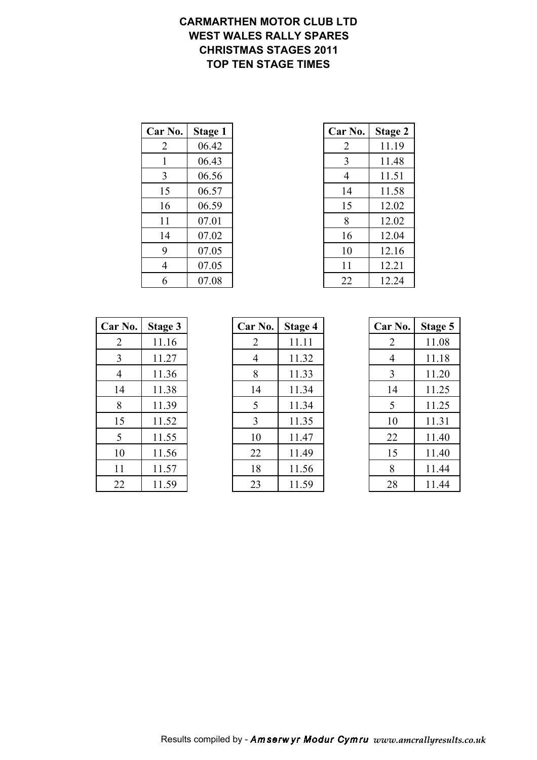# CARMARTHEN MOTOR CLUB LTD
## WEST WALES RALLY SPARES
## CHRISTMAS STAGES 2011
## TOP TEN STAGE TIMES

| Car No. | Stage 1 |
|---|---|
| 2 | 06.42 |
| 1 | 06.43 |
| 3 | 06.56 |
| 15 | 06.57 |
| 16 | 06.59 |
| 11 | 07.01 |
| 14 | 07.02 |
| 9 | 07.05 |
| 4 | 07.05 |
| 6 | 07.08 |

| Car No. | Stage 2 |
|---|---|
| 2 | 11.19 |
| 3 | 11.48 |
| 4 | 11.51 |
| 14 | 11.58 |
| 15 | 12.02 |
| 8 | 12.02 |
| 16 | 12.04 |
| 10 | 12.16 |
| 11 | 12.21 |
| 22 | 12.24 |

| Car No. | Stage 3 |
|---|---|
| 2 | 11.16 |
| 3 | 11.27 |
| 4 | 11.36 |
| 14 | 11.38 |
| 8 | 11.39 |
| 15 | 11.52 |
| 5 | 11.55 |
| 10 | 11.56 |
| 11 | 11.57 |
| 22 | 11.59 |

| Car No. | Stage 4 |
|---|---|
| 2 | 11.11 |
| 4 | 11.32 |
| 8 | 11.33 |
| 14 | 11.34 |
| 5 | 11.34 |
| 3 | 11.35 |
| 10 | 11.47 |
| 22 | 11.49 |
| 18 | 11.56 |
| 23 | 11.59 |

| Car No. | Stage 5 |
|---|---|
| 2 | 11.08 |
| 4 | 11.18 |
| 3 | 11.20 |
| 14 | 11.25 |
| 5 | 11.25 |
| 10 | 11.31 |
| 22 | 11.40 |
| 15 | 11.40 |
| 8 | 11.44 |
| 28 | 11.44 |

Results compiled by - *Amserwyr Modur Cymru* *www.amcrallyresults.co.uk*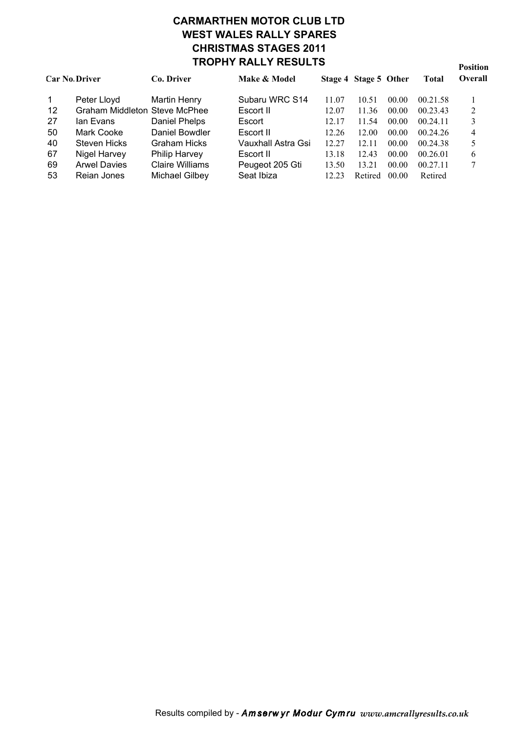# CARMARTHEN MOTOR CLUB LTD
# WEST WALES RALLY SPARES
# CHRISTMAS STAGES 2011
# TROPHY RALLY RESULTS

| Car No. | Driver | Co. Driver | Make & Model | Stage 4 | Stage 5 | Other | Total | Position Overall |
|---|---|---|---|---|---|---|---|---|
| 1 | Peter Lloyd | Martin Henry | Subaru WRC S14 | 11.07 | 10.51 | 00.00 | 00.21.58 | 1 |
| 12 | Graham Middleton | Steve McPhee | Escort II | 12.07 | 11.36 | 00.00 | 00.23.43 | 2 |
| 27 | Ian Evans | Daniel Phelps | Escort | 12.17 | 11.54 | 00.00 | 00.24.11 | 3 |
| 50 | Mark Cooke | Daniel Bowdler | Escort II | 12.26 | 12.00 | 00.00 | 00.24.26 | 4 |
| 40 | Steven Hicks | Graham Hicks | Vauxhall Astra Gsi | 12.27 | 12.11 | 00.00 | 00.24.38 | 5 |
| 67 | Nigel Harvey | Philip Harvey | Escort II | 13.18 | 12.43 | 00.00 | 00.26.01 | 6 |
| 69 | Arwel Davies | Claire Williams | Peugeot 205 Gti | 13.50 | 13.21 | 00.00 | 00.27.11 | 7 |
| 53 | Reian Jones | Michael Gilbey | Seat Ibiza | 12.23 | Retired | 00.00 | Retired | |

Results compiled by - *Amserwyr Modur Cymru* *www.amcrallyresults.co.uk*